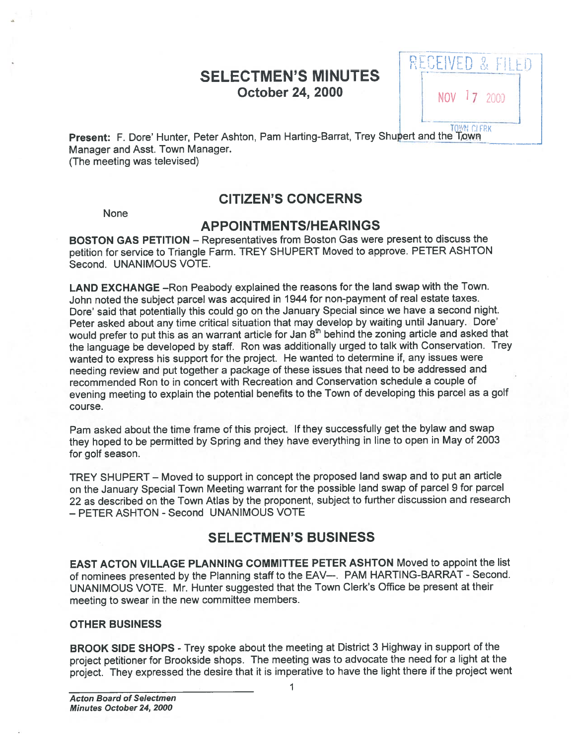# SELECTMEN'S MINUTES
## October 24, 2000

RECEIVED & FILED
NOV 17 2000
TOWN CLERK

**Present:** F. Dore' Hunter, Peter Ashton, Pam Harting-Barrat, Trey Shupert and the Town Manager and Asst. Town Manager.
(The meeting was televised)

## CITIZEN'S CONCERNS

None

## APPOINTMENTS/HEARINGS

**BOSTON GAS PETITION** – Representatives from Boston Gas were present to discuss the petition for service to Triangle Farm. TREY SHUPERT Moved to approve. PETER ASHTON Second. UNANIMOUS VOTE.

**LAND EXCHANGE** –Ron Peabody explained the reasons for the land swap with the Town. John noted the subject parcel was acquired in 1944 for non-payment of real estate taxes. Dore' said that potentially this could go on the January Special since we have a second night. Peter asked about any time critical situation that may develop by waiting until January. Dore' would prefer to put this as an warrant article for Jan 8th behind the zoning article and asked that the language be developed by staff. Ron was additionally urged to talk with Conservation. Trey wanted to express his support for the project. He wanted to determine if, any issues were needing review and put together a package of these issues that need to be addressed and recommended Ron to in concert with Recreation and Conservation schedule a couple of evening meeting to explain the potential benefits to the Town of developing this parcel as a golf course.

Pam asked about the time frame of this project. If they successfully get the bylaw and swap they hoped to be permitted by Spring and they have everything in line to open in May of 2003 for golf season.

TREY SHUPERT – Moved to support in concept the proposed land swap and to put an article on the January Special Town Meeting warrant for the possible land swap of parcel 9 for parcel 22 as described on the Town Atlas by the proponent, subject to further discussion and research – PETER ASHTON - Second UNANIMOUS VOTE

## SELECTMEN'S BUSINESS

**EAST ACTON VILLAGE PLANNING COMMITTEE PETER ASHTON** Moved to appoint the list of nominees presented by the Planning staff to the EAV—. PAM HARTING-BARRAT - Second. UNANIMOUS VOTE. Mr. Hunter suggested that the Town Clerk's Office be present at their meeting to swear in the new committee members.

**OTHER BUSINESS**

**BROOK SIDE SHOPS** - Trey spoke about the meeting at District 3 Highway in support of the project petitioner for Brookside shops. The meeting was to advocate the need for a light at the project. They expressed the desire that it is imperative to have the light there if the project went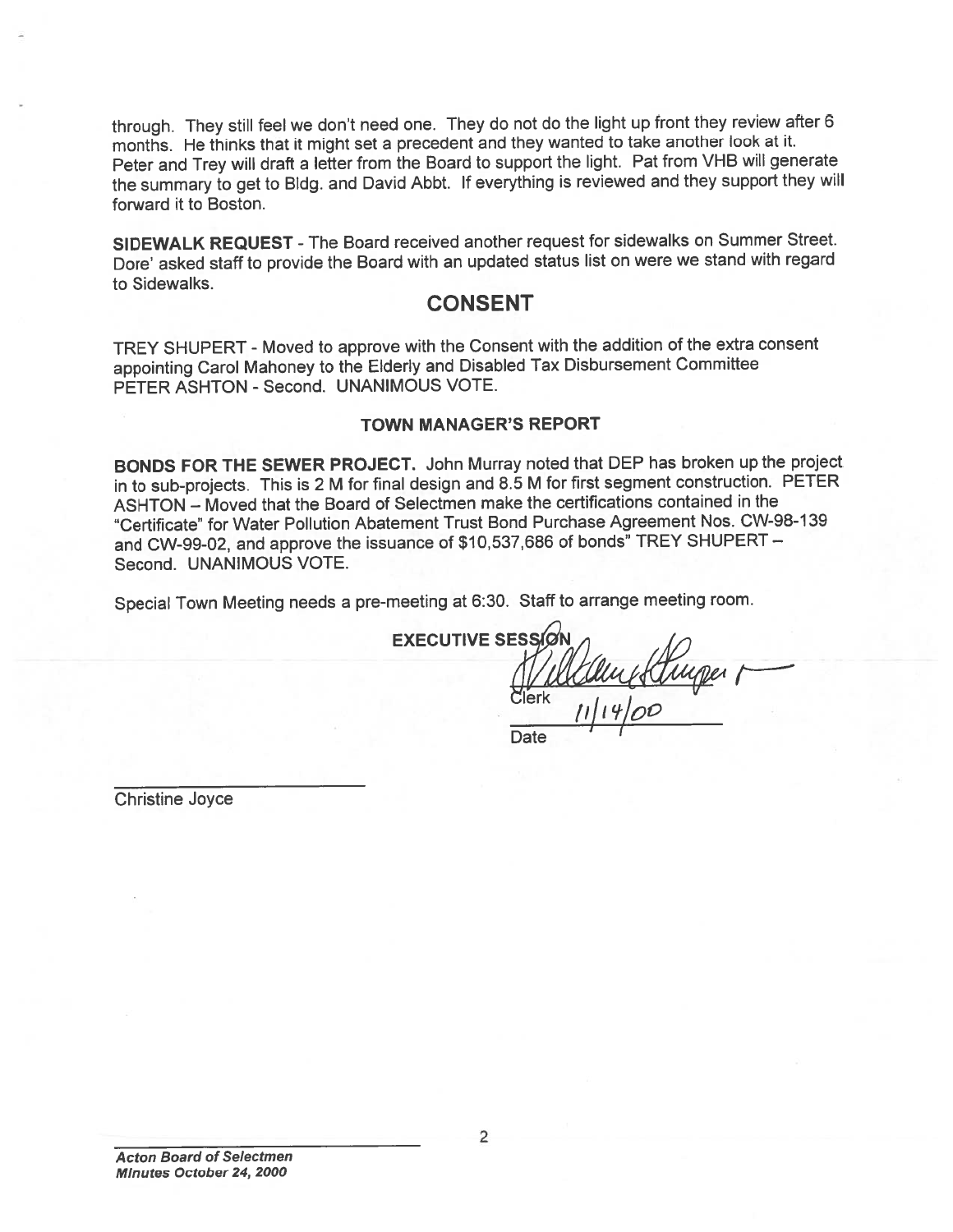through. They still feel we don't need one. They do not do the light up front they review after 6 months. He thinks that it might set a precedent and they wanted to take another look at it. Peter and Trey will draft a letter from the Board to support the light. Pat from VHB will generate the summary to get to Bldg. and David Abbt. If everything is reviewed and they support they will forward it to Boston.

**SIDEWALK REQUEST** - The Board received another request for sidewalks on Summer Street. Dore' asked staff to provide the Board with an updated status list on were we stand with regard to Sidewalks.

## CONSENT

TREY SHUPERT - Moved to approve with the Consent with the addition of the extra consent appointing Carol Mahoney to the Elderly and Disabled Tax Disbursement Committee PETER ASHTON - Second. UNANIMOUS VOTE.

### TOWN MANAGER'S REPORT

**BONDS FOR THE SEWER PROJECT.** John Murray noted that DEP has broken up the project in to sub-projects. This is 2 M for final design and 8.5 M for first segment construction. PETER ASHTON – Moved that the Board of Selectmen make the certifications contained in the "Certificate" for Water Pollution Abatement Trust Bond Purchase Agreement Nos. CW-98-139 and CW-99-02, and approve the issuance of $10,537,686 of bonds" TREY SHUPERT – Second. UNANIMOUS VOTE.

Special Town Meeting needs a pre-meeting at 6:30. Staff to arrange meeting room.

**EXECUTIVE SESSION**

Clerk

11/14/00

Date

Christine Joyce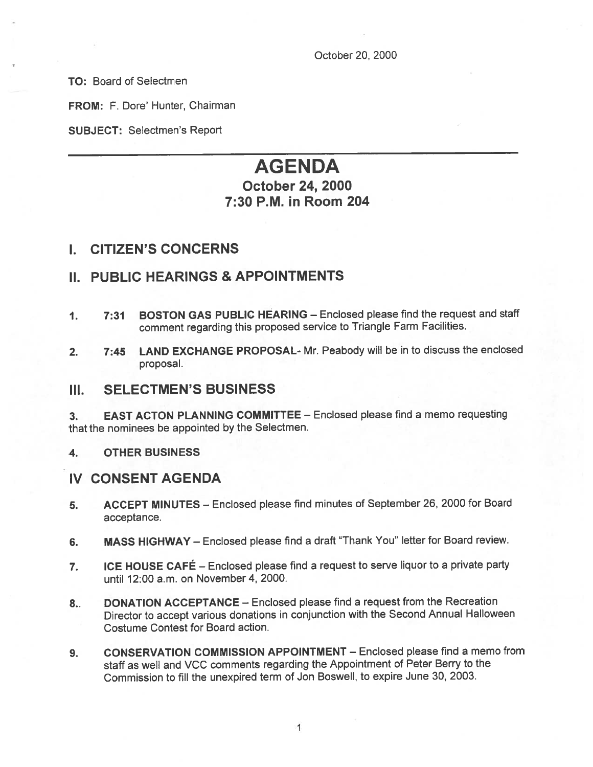October 20, 2000

**TO:** Board of Selectmen

**FROM:** F. Dore' Hunter, Chairman

**SUBJECT:** Selectmen's Report

# AGENDA

## October 24, 2000
## 7:30 P.M. in Room 204

## I. CITIZEN'S CONCERNS

## II. PUBLIC HEARINGS & APPOINTMENTS

1. 7:31 **BOSTON GAS PUBLIC HEARING** – Enclosed please find the request and staff comment regarding this proposed service to Triangle Farm Facilities.

2. 7:45 **LAND EXCHANGE PROPOSAL**- Mr. Peabody will be in to discuss the enclosed proposal.

## III. SELECTMEN'S BUSINESS

3. **EAST ACTON PLANNING COMMITTEE** – Enclosed please find a memo requesting that the nominees be appointed by the Selectmen.

4. **OTHER BUSINESS**

## IV CONSENT AGENDA

5. **ACCEPT MINUTES** – Enclosed please find minutes of September 26, 2000 for Board acceptance.

6. **MASS HIGHWAY** – Enclosed please find a draft "Thank You" letter for Board review.

7. **ICE HOUSE CAFÉ** – Enclosed please find a request to serve liquor to a private party until 12:00 a.m. on November 4, 2000.

8.. **DONATION ACCEPTANCE** – Enclosed please find a request from the Recreation Director to accept various donations in conjunction with the Second Annual Halloween Costume Contest for Board action.

9. **CONSERVATION COMMISSION APPOINTMENT** – Enclosed please find a memo from staff as well and VCC comments regarding the Appointment of Peter Berry to the Commission to fill the unexpired term of Jon Boswell, to expire June 30, 2003.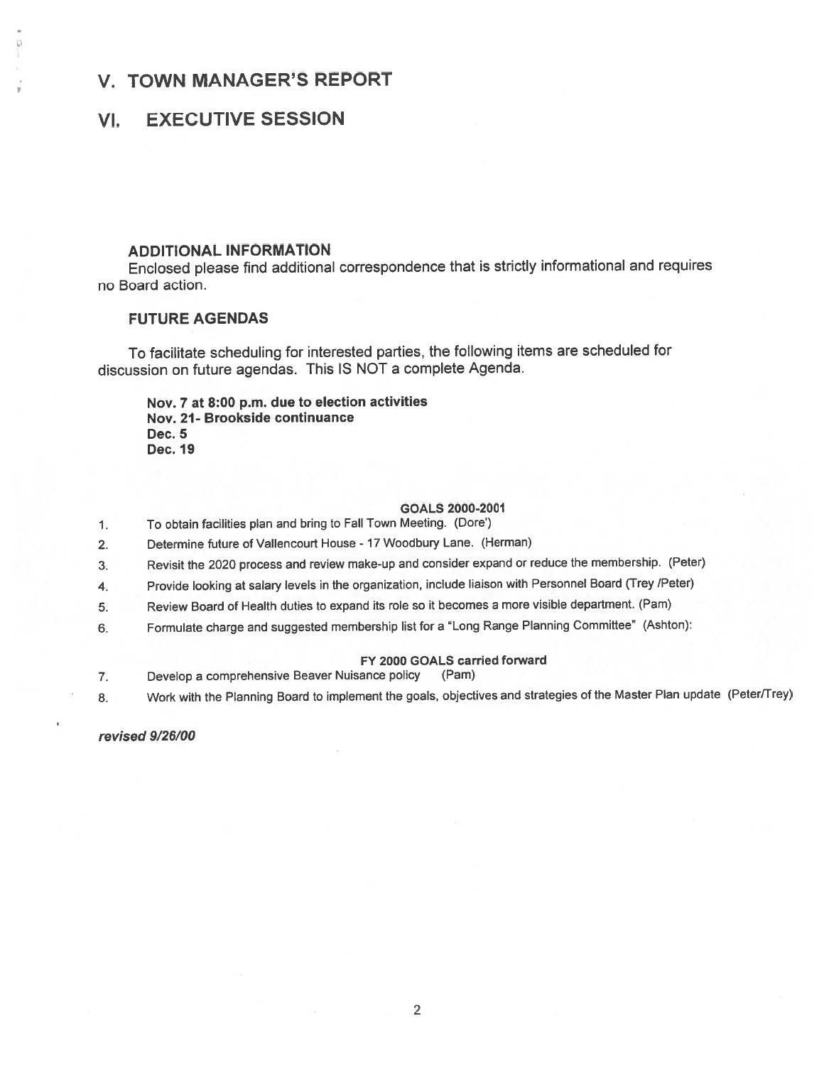## V. TOWN MANAGER'S REPORT

## VI. EXECUTIVE SESSION

### ADDITIONAL INFORMATION

Enclosed please find additional correspondence that is strictly informational and requires no Board action.

### FUTURE AGENDAS

To facilitate scheduling for interested parties, the following items are scheduled for discussion on future agendas. This IS NOT a complete Agenda.

**Nov. 7 at 8:00 p.m. due to election activities**
**Nov. 21- Brookside continuance**
**Dec. 5**
**Dec. 19**

**GOALS 2000-2001**

1. To obtain facilities plan and bring to Fall Town Meeting. (Dore')
2. Determine future of Vallencourt House - 17 Woodbury Lane. (Herman)
3. Revisit the 2020 process and review make-up and consider expand or reduce the membership. (Peter)
4. Provide looking at salary levels in the organization, include liaison with Personnel Board (Trey /Peter)
5. Review Board of Health duties to expand its role so it becomes a more visible department. (Pam)
6. Formulate charge and suggested membership list for a "Long Range Planning Committee" (Ashton):

**FY 2000 GOALS carried forward**

7. Develop a comprehensive Beaver Nuisance policy (Pam)
8. Work with the Planning Board to implement the goals, objectives and strategies of the Master Plan update (Peter/Trey)

***revised 9/26/00***